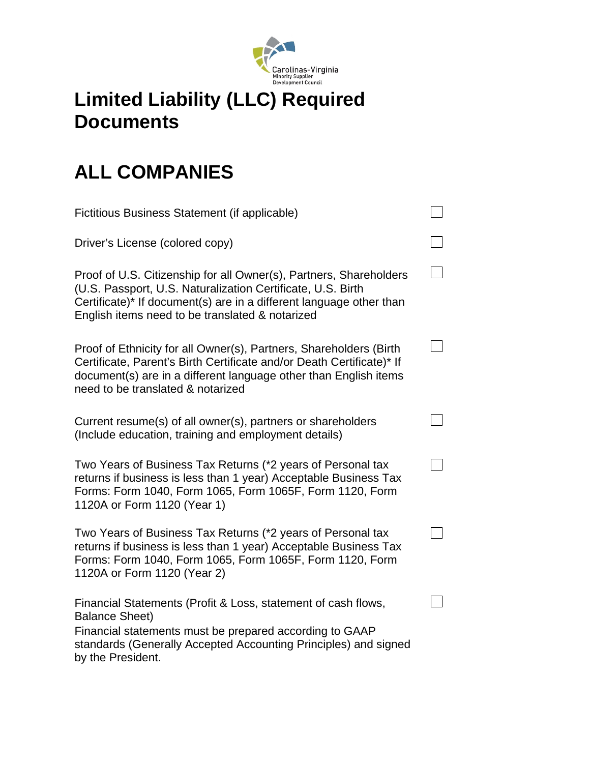# Limited Liability (LLC) Required Documents

## ALL COMPANIES

- [ ] Fictitious Business Statement (if applicable)
- [ ] Driver's License (colored copy)
- [ ] Proof of U.S. Citizenship for all Owner(s), Partners, Shareholders (U.S. Passport, U.S. Naturalization Certificate, U.S. Birth Certificate)* If document(s) are in a different language other than English items need to be translated & notarized
- [ ] Proof of Ethnicity for all Owner(s), Partners, Shareholders (Birth Certificate, Parent's Birth Certificate and/or Death Certificate)* If document(s) are in a different language other than English items need to be translated & notarized
- [ ] Current resume(s) of all owner(s), partners or shareholders (Include education, training and employment details)
- [ ] Two Years of Business Tax Returns (*2 years of Personal tax returns if business is less than 1 year) Acceptable Business Tax Forms: Form 1040, Form 1065, Form 1065F, Form 1120, Form 1120A or Form 1120 (Year 1)
- [ ] Two Years of Business Tax Returns (*2 years of Personal tax returns if business is less than 1 year) Acceptable Business Tax Forms: Form 1040, Form 1065, Form 1065F, Form 1120, Form 1120A or Form 1120 (Year 2)
- [ ] Financial Statements (Profit & Loss, statement of cash flows, Balance Sheet)
  Financial statements must be prepared according to GAAP standards (Generally Accepted Accounting Principles) and signed by the President.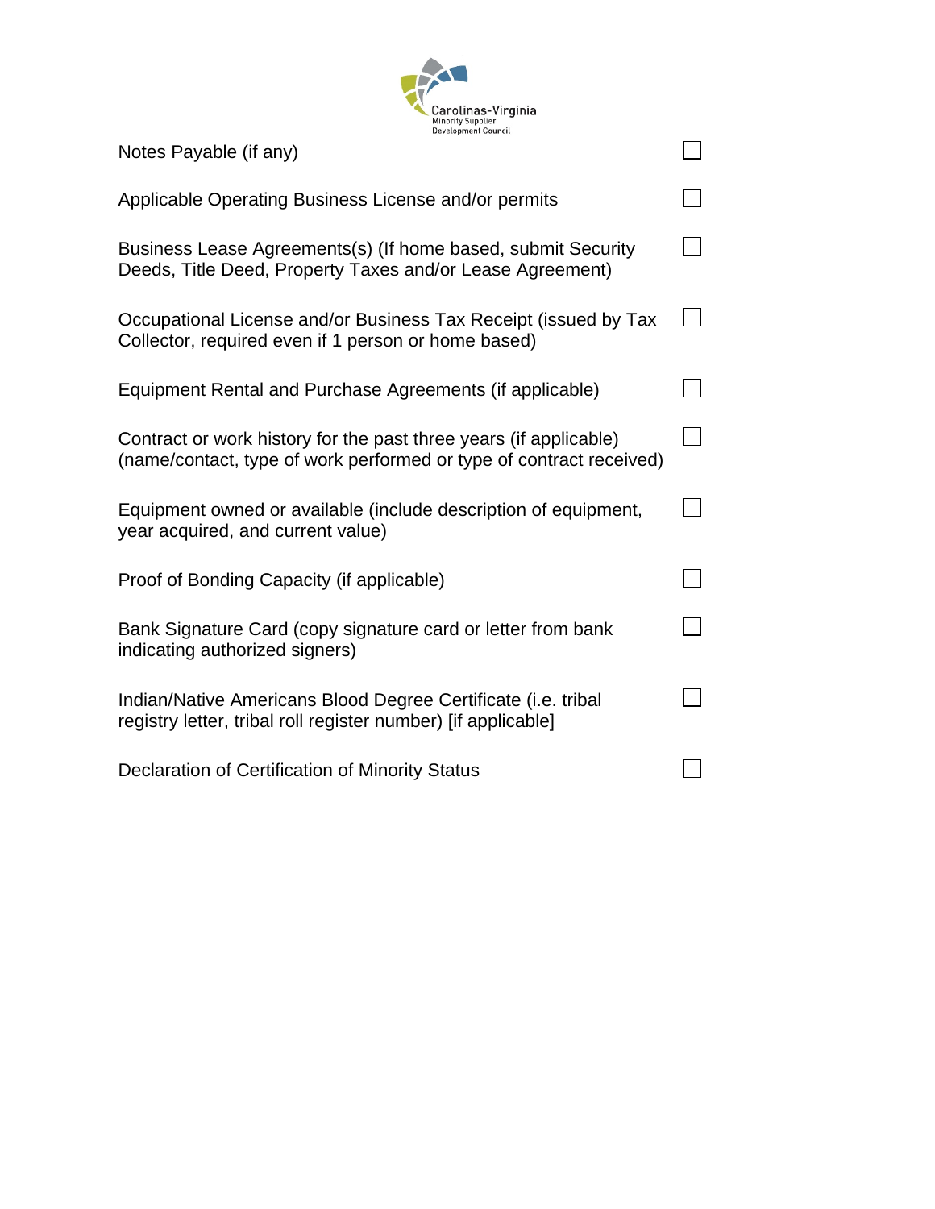- [ ] Notes Payable (if any)
- [ ] Applicable Operating Business License and/or permits
- [ ] Business Lease Agreements(s) (If home based, submit Security Deeds, Title Deed, Property Taxes and/or Lease Agreement)
- [ ] Occupational License and/or Business Tax Receipt (issued by Tax Collector, required even if 1 person or home based)
- [ ] Equipment Rental and Purchase Agreements (if applicable)
- [ ] Contract or work history for the past three years (if applicable) (name/contact, type of work performed or type of contract received)
- [ ] Equipment owned or available (include description of equipment, year acquired, and current value)
- [ ] Proof of Bonding Capacity (if applicable)
- [ ] Bank Signature Card (copy signature card or letter from bank indicating authorized signers)
- [ ] Indian/Native Americans Blood Degree Certificate (i.e. tribal registry letter, tribal roll register number) [if applicable]
- [ ] Declaration of Certification of Minority Status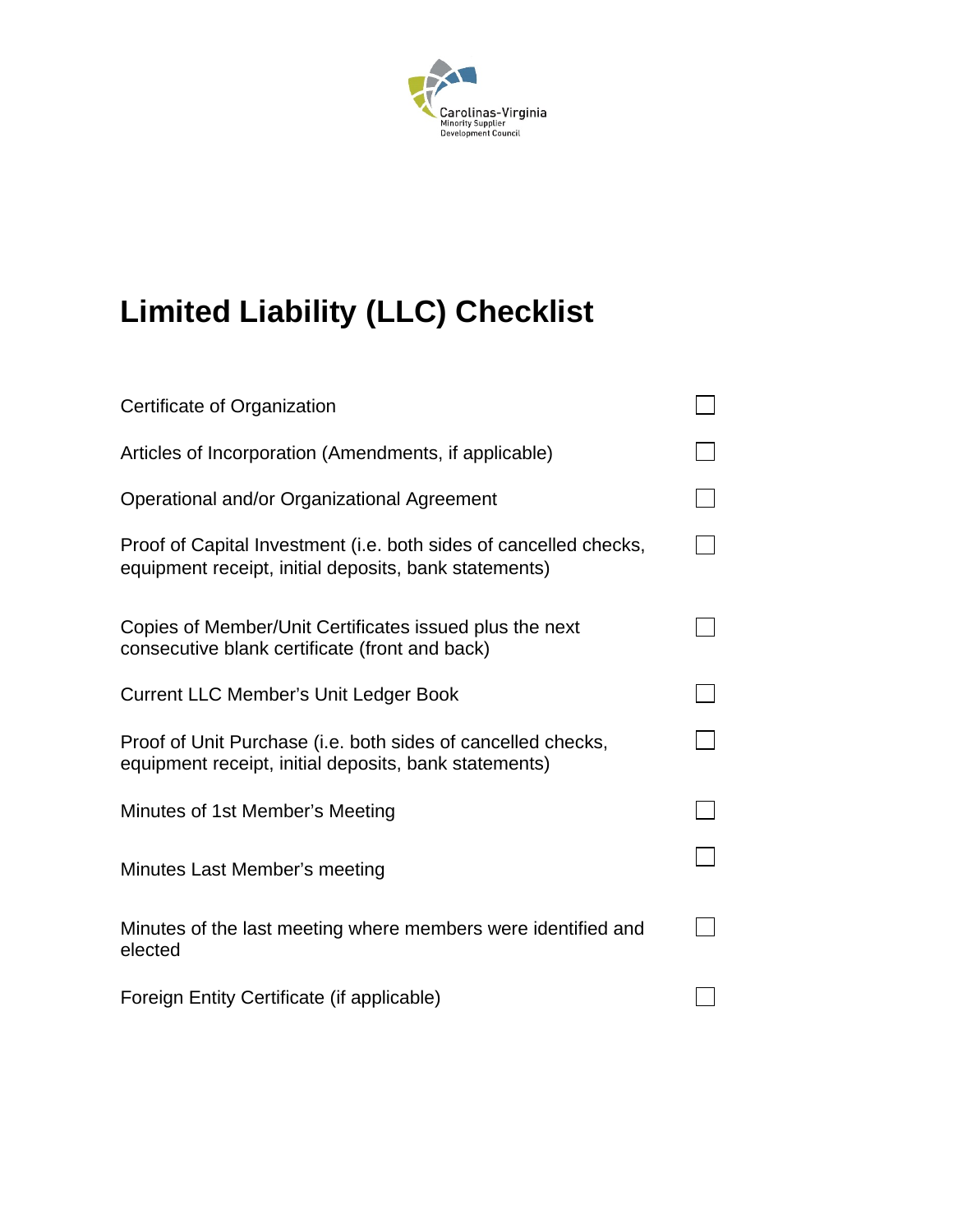Carolinas-Virginia Minority Supplier Development Council

# Limited Liability (LLC) Checklist

- [ ] Certificate of Organization
- [ ] Articles of Incorporation (Amendments, if applicable)
- [ ] Operational and/or Organizational Agreement
- [ ] Proof of Capital Investment (i.e. both sides of cancelled checks, equipment receipt, initial deposits, bank statements)
- [ ] Copies of Member/Unit Certificates issued plus the next consecutive blank certificate (front and back)
- [ ] Current LLC Member's Unit Ledger Book
- [ ] Proof of Unit Purchase (i.e. both sides of cancelled checks, equipment receipt, initial deposits, bank statements)
- [ ] Minutes of 1st Member's Meeting
- [ ] Minutes Last Member's meeting
- [ ] Minutes of the last meeting where members were identified and elected
- [ ] Foreign Entity Certificate (if applicable)